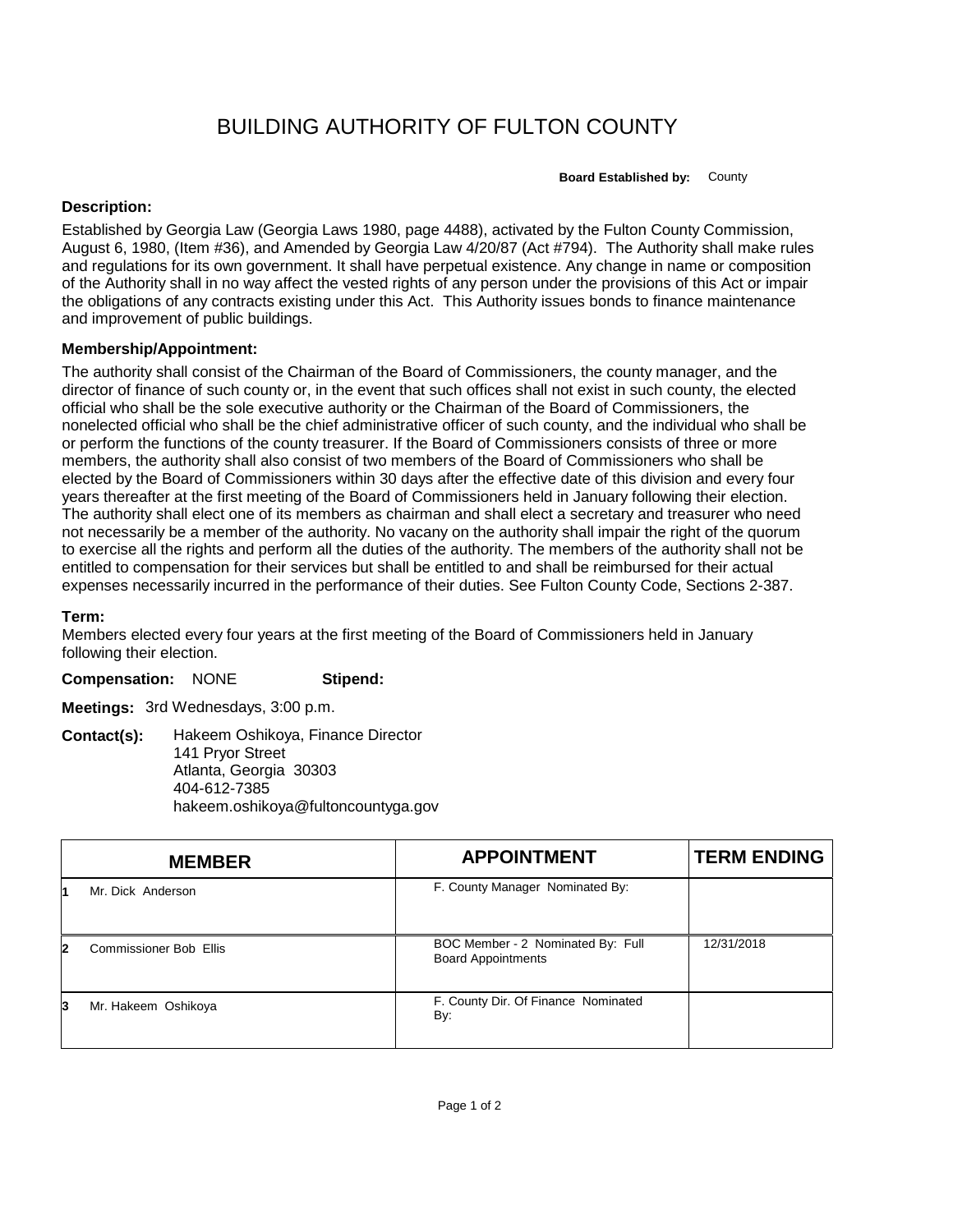# BUILDING AUTHORITY OF FULTON COUNTY

**Board Established by:** County

**Description:**

Established by Georgia Law (Georgia Laws 1980, page 4488), activated by the Fulton County Commission, August 6, 1980, (Item #36), and Amended by Georgia Law 4/20/87 (Act #794). The Authority shall make rules and regulations for its own government. It shall have perpetual existence. Any change in name or composition of the Authority shall in no way affect the vested rights of any person under the provisions of this Act or impair the obligations of any contracts existing under this Act. This Authority issues bonds to finance maintenance and improvement of public buildings.

**Membership/Appointment:**

The authority shall consist of the Chairman of the Board of Commissioners, the county manager, and the director of finance of such county or, in the event that such offices shall not exist in such county, the elected official who shall be the sole executive authority or the Chairman of the Board of Commissioners, the nonelected official who shall be the chief administrative officer of such county, and the individual who shall be or perform the functions of the county treasurer. If the Board of Commissioners consists of three or more members, the authority shall also consist of two members of the Board of Commissioners who shall be elected by the Board of Commissioners within 30 days after the effective date of this division and every four years thereafter at the first meeting of the Board of Commissioners held in January following their election. The authority shall elect one of its members as chairman and shall elect a secretary and treasurer who need not necessarily be a member of the authority. No vacany on the authority shall impair the right of the quorum to exercise all the rights and perform all the duties of the authority. The members of the authority shall not be entitled to compensation for their services but shall be entitled to and shall be reimbursed for their actual expenses necessarily incurred in the performance of their duties. See Fulton County Code, Sections 2-387.

**Term:**

Members elected every four years at the first meeting of the Board of Commissioners held in January following their election.

**Compensation:** NONE **Stipend:**

**Meetings:** 3rd Wednesdays, 3:00 p.m.

**Contact(s):** Hakeem Oshikoya, Finance Director
141 Pryor Street
Atlanta, Georgia 30303
404-612-7385
hakeem.oshikoya@fultoncountyga.gov

| | MEMBER | APPOINTMENT | TERM ENDING |
|---|---|---|---|
| 1 | Mr. Dick Anderson | F. County Manager Nominated By: | |
| 2 | Commissioner Bob Ellis | BOC Member - 2 Nominated By: Full Board Appointments | 12/31/2018 |
| 3 | Mr. Hakeem Oshikoya | F. County Dir. Of Finance Nominated By: | |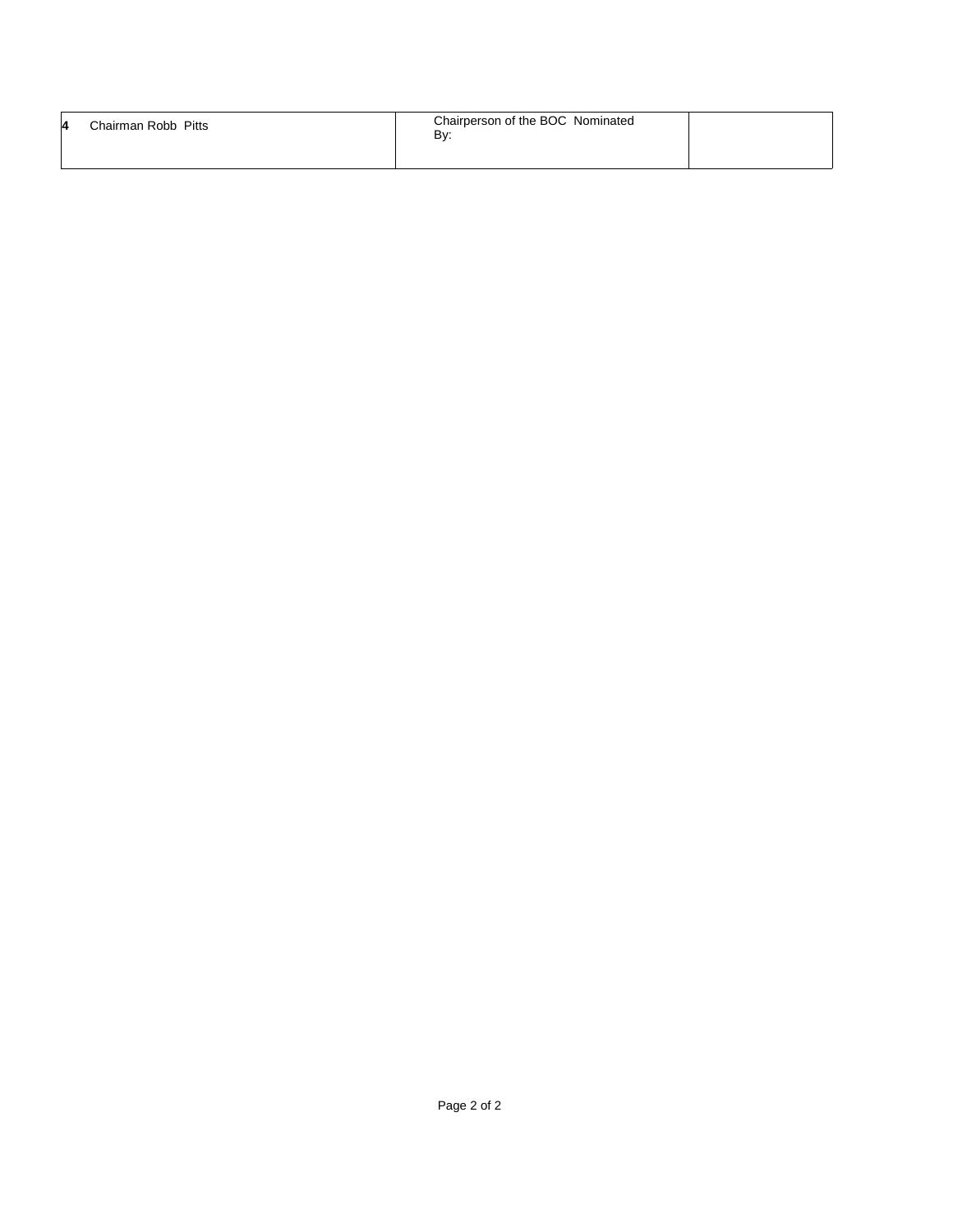| | | | |
|---|---|---|---|
| **4** | Chairman Robb Pitts | Chairperson of the BOC Nominated By: | |